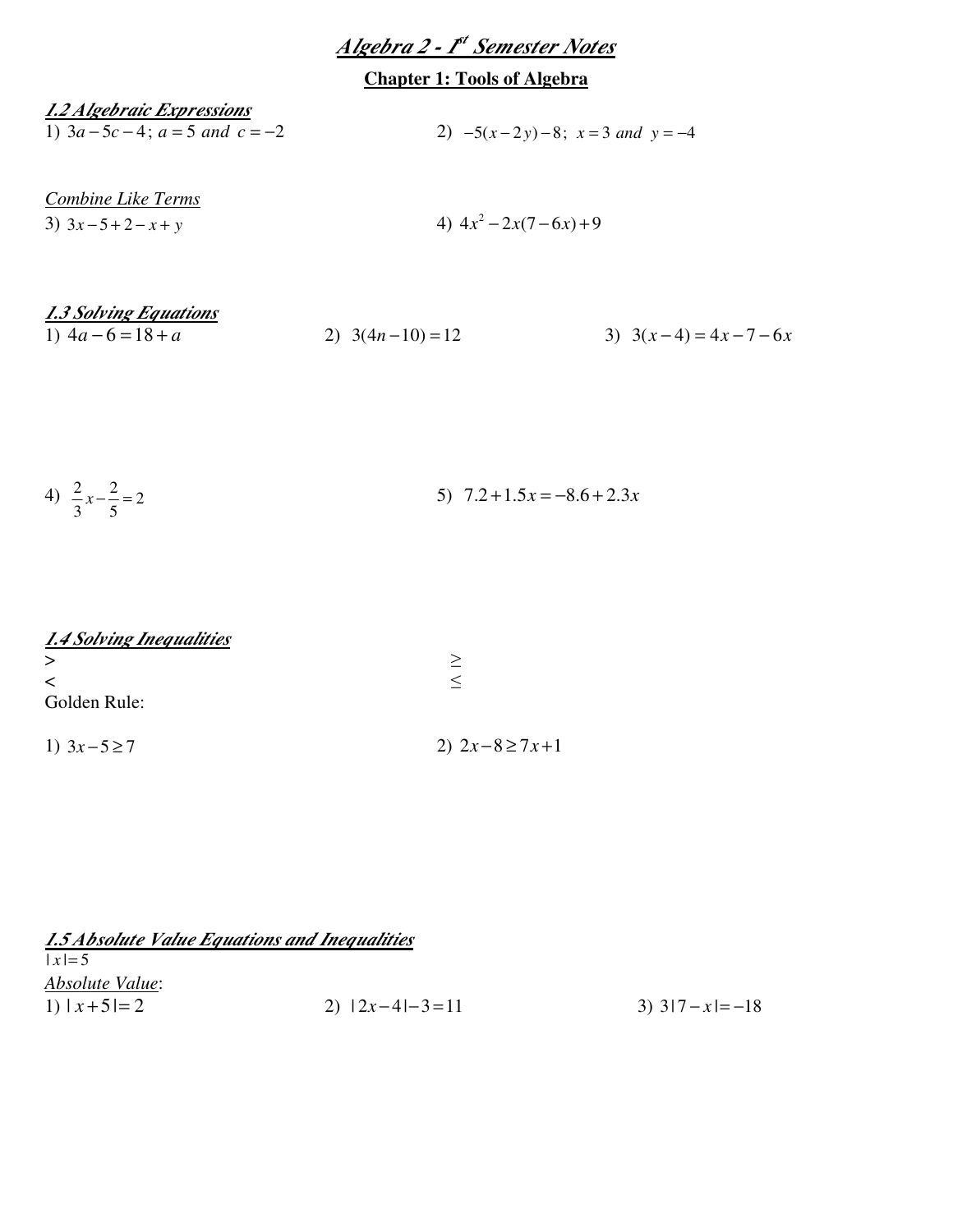# *Algebra 2 - 1st Semester Notes*

## Chapter 1: Tools of Algebra

### *1.2 Algebraic Expressions*

1) $3a - 5c - 4$; $a = 5$ and $c = -2$

2) $-5(x - 2y) - 8$; $x = 3$ and $y = -4$

*Combine Like Terms*

3) $3x - 5 + 2 - x + y$

4) $4x^2 - 2x(7 - 6x) + 9$

### *1.3 Solving Equations*

1) $4a - 6 = 18 + a$

2) $3(4n - 10) = 12$

3) $3(x - 4) = 4x - 7 - 6x$

4) $\frac{2}{3}x - \frac{2}{5} = 2$

5) $7.2 + 1.5x = -8.6 + 2.3x$

### *1.4 Solving Inequalities*

$>$

$\geq$

$<$

$\leq$

Golden Rule:

1) $3x - 5 \geq 7$

2) $2x - 8 \geq 7x + 1$

### *1.5 Absolute Value Equations and Inequalities*

$|x| = 5$

*Absolute Value*:

1) $|x + 5| = 2$

2) $|2x - 4| - 3 = 11$

3) $3|7 - x| = -18$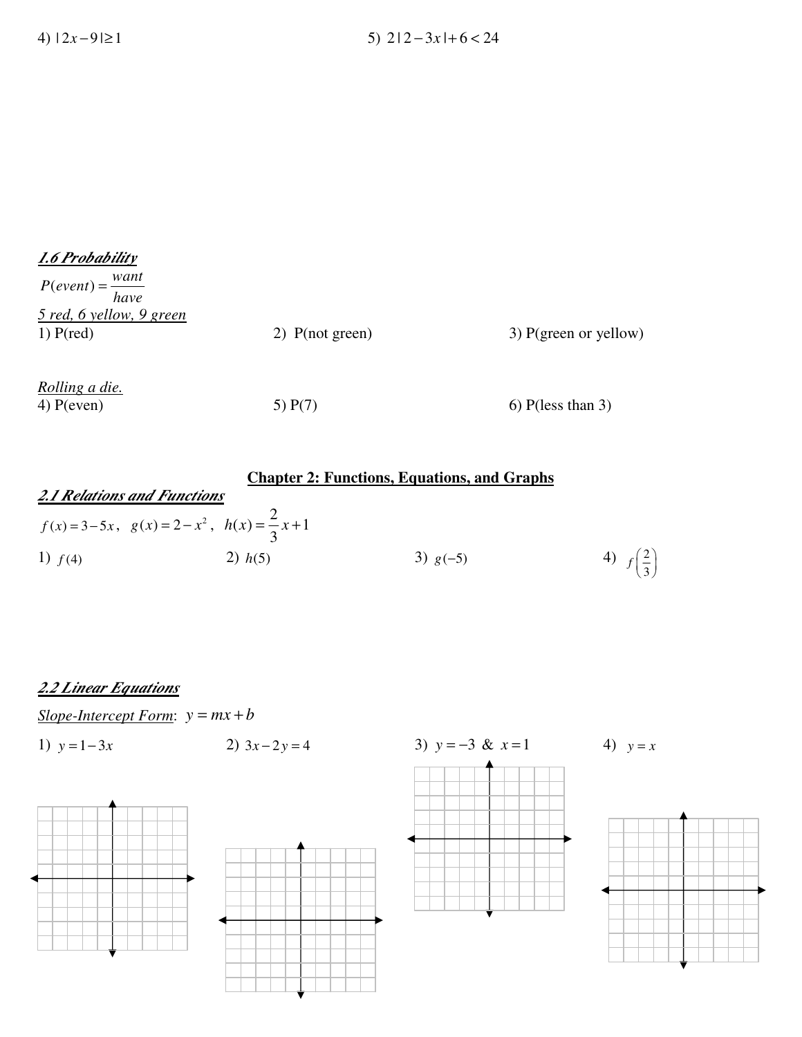4) $|2x-9|\geq 1$

5) $2|2-3x|+6<24$

***1.6 Probability***

$P(event)=\dfrac{want}{have}$

_5 red, 6 yellow, 9 green_

1) P(red)

2) P(not green)

3) P(green or yellow)

_Rolling a die._

4) P(even)

5) P(7)

6) P(less than 3)

## Chapter 2: Functions, Equations, and Graphs

***2.1 Relations and Functions***

$f(x)=3-5x,\quad g(x)=2-x^2,\quad h(x)=\dfrac{2}{3}x+1$

1) $f(4)$

2) $h(5)$

3) $g(-5)$

4) $f\left(\dfrac{2}{3}\right)$

***2.2 Linear Equations***

_Slope-Intercept Form_: $y=mx+b$

1) $y=1-3x$

2) $3x-2y=4$

3) $y=-3$ & $x=1$

4) $y=x$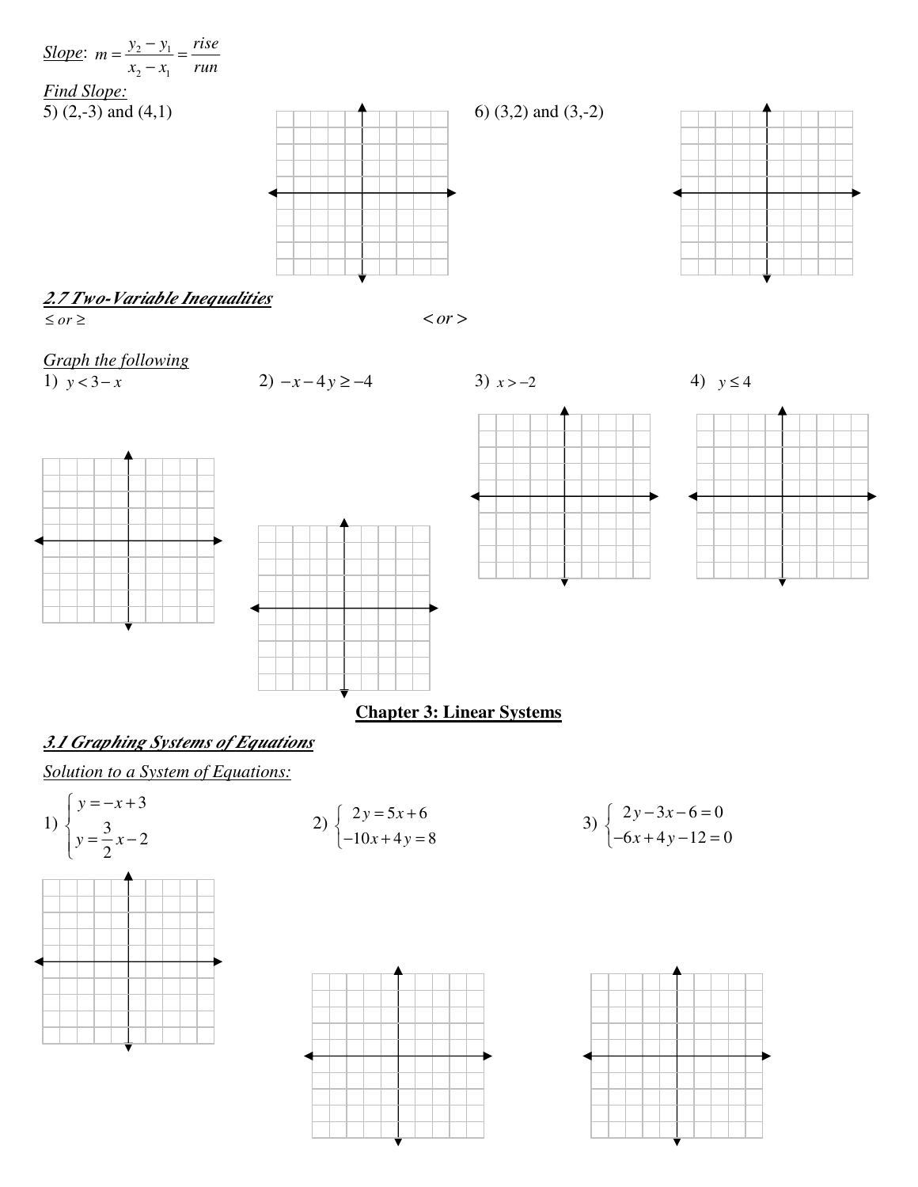*Slope*: $m = \frac{y_2 - y_1}{x_2 - x_1} = \frac{rise}{run}$

*Find Slope:*

5) (2,-3) and (4,1)

6) (3,2) and (3,-2)

## *2.7 Two-Variable Inequalities*

$\leq$ or $\geq$

$<$ or $>$

*Graph the following*

1) $y < 3 - x$

2) $-x - 4y \geq -4$

3) $x > -2$

4) $y \leq 4$

# Chapter 3: Linear Systems

## *3.1 Graphing Systems of Equations*

*Solution to a System of Equations:*

1) $\begin{cases} y = -x + 3 \\ y = \frac{3}{2}x - 2 \end{cases}$

2) $\begin{cases} 2y = 5x + 6 \\ -10x + 4y = 8 \end{cases}$

3) $\begin{cases} 2y - 3x - 6 = 0 \\ -6x + 4y - 12 = 0 \end{cases}$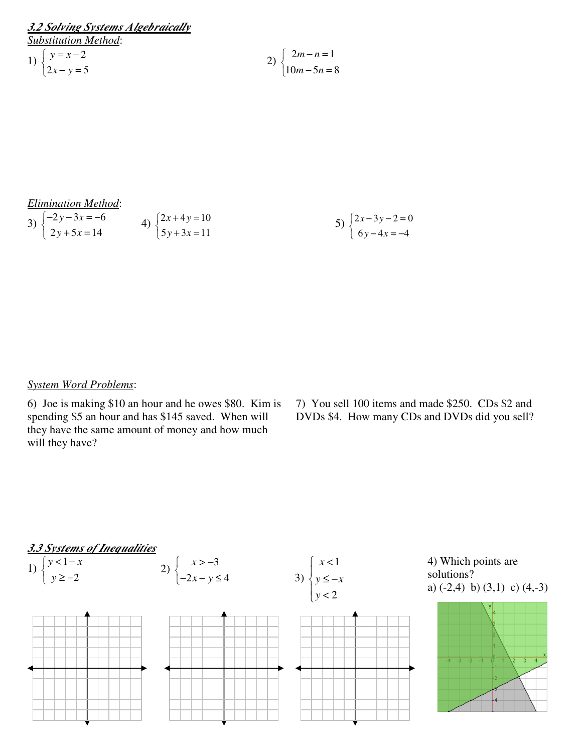## *3.2 Solving Systems Algebraically*

*Substitution Method*:

1) $\begin{cases} y = x - 2 \\ 2x - y = 5 \end{cases}$

2) $\begin{cases} 2m - n = 1 \\ 10m - 5n = 8 \end{cases}$

*Elimination Method*:

3) $\begin{cases} -2y - 3x = -6 \\ 2y + 5x = 14 \end{cases}$

4) $\begin{cases} 2x + 4y = 10 \\ 5y + 3x = 11 \end{cases}$

5) $\begin{cases} 2x - 3y - 2 = 0 \\ 6y - 4x = -4 \end{cases}$

*System Word Problems*:

6) Joe is making \$10 an hour and he owes \$80. Kim is spending \$5 an hour and has \$145 saved. When will they have the same amount of money and how much will they have?

7) You sell 100 items and made \$250. CDs \$2 and DVDs \$4. How many CDs and DVDs did you sell?

## *3.3 Systems of Inequalities*

1) $\begin{cases} y < 1 - x \\ y \geq -2 \end{cases}$

2) $\begin{cases} x > -3 \\ -2x - y \leq 4 \end{cases}$

3) $\begin{cases} x < 1 \\ y \leq -x \\ y < 2 \end{cases}$

4) Which points are solutions?
a) (-2,4) b) (3,1) c) (4,-3)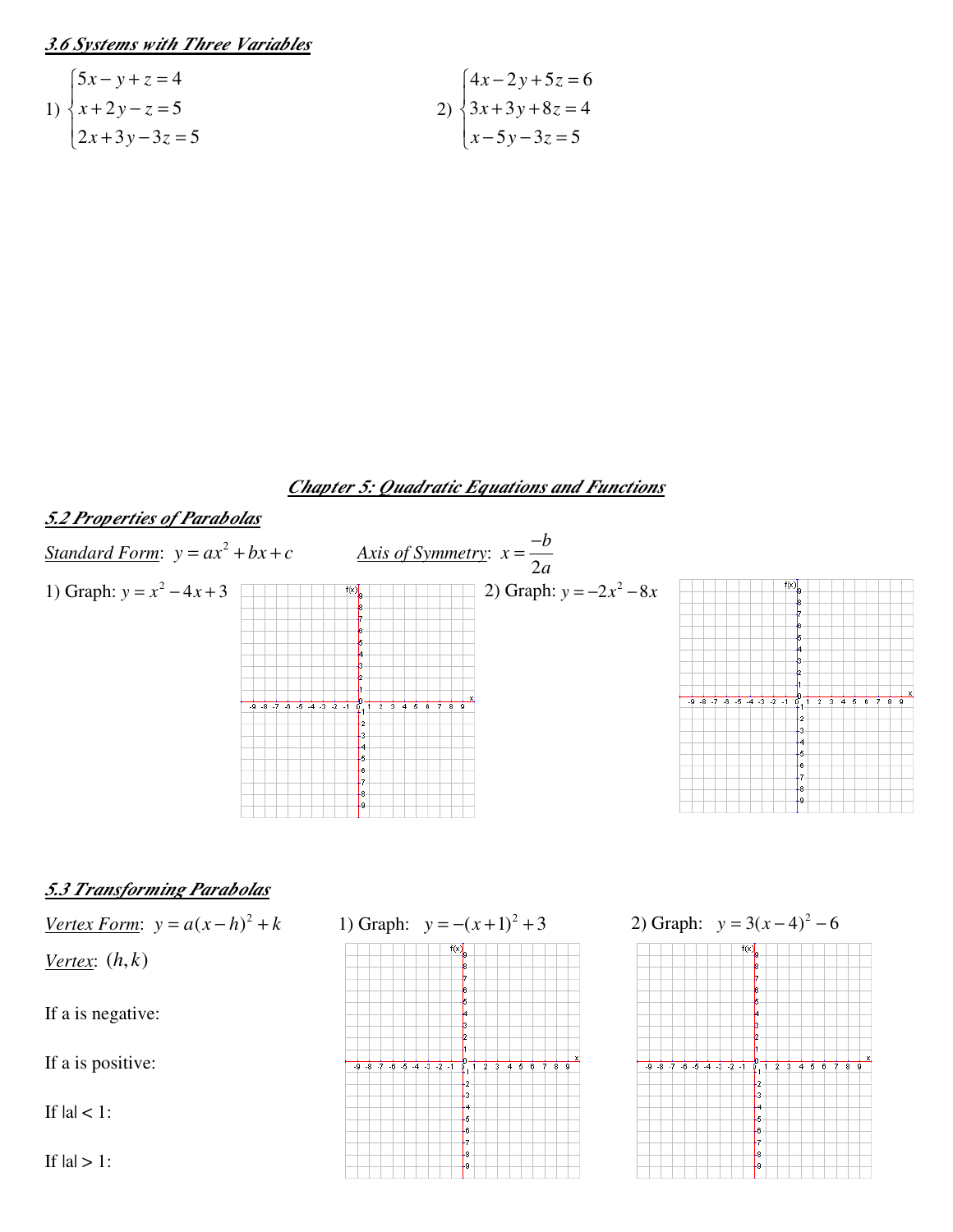## *3.6 Systems with Three Variables*

1) $\begin{cases} 5x - y + z = 4 \\ x + 2y - z = 5 \\ 2x + 3y - 3z = 5 \end{cases}$

2) $\begin{cases} 4x - 2y + 5z = 6 \\ 3x + 3y + 8z = 4 \\ x - 5y - 3z = 5 \end{cases}$

# *Chapter 5: Quadratic Equations and Functions*

## *5.2 Properties of Parabolas*

*Standard Form*: $y = ax^2 + bx + c$

*Axis of Symmetry*: $x = \dfrac{-b}{2a}$

1) Graph: $y = x^2 - 4x + 3$

2) Graph: $y = -2x^2 - 8x$

## *5.3 Transforming Parabolas*

*Vertex Form*: $y = a(x-h)^2 + k$

*Vertex*: $(h, k)$

If a is negative:

If a is positive:

If $|a| < 1$:

If $|a| > 1$:

1) Graph: $y = -(x+1)^2 + 3$

2) Graph: $y = 3(x-4)^2 - 6$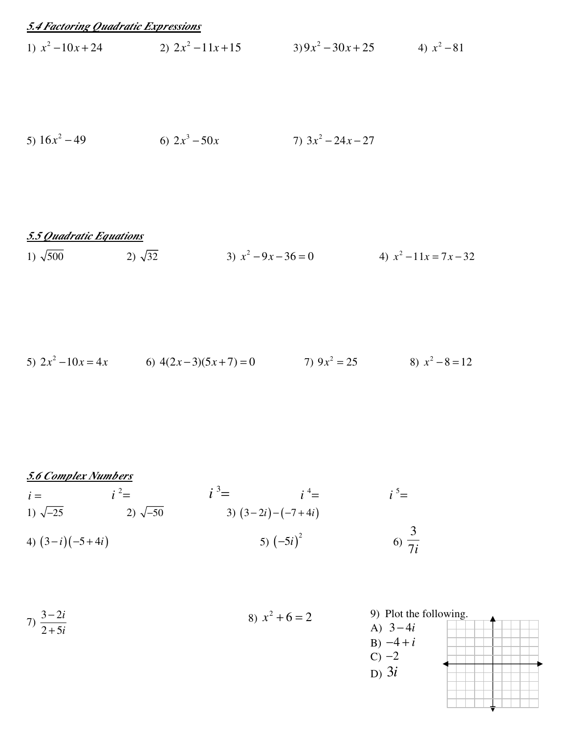## *5.4 Factoring Quadratic Expressions*

1) $x^2 - 10x + 24$

2) $2x^2 - 11x + 15$

3) $9x^2 - 30x + 25$

4) $x^2 - 81$

5) $16x^2 - 49$

6) $2x^3 - 50x$

7) $3x^2 - 24x - 27$

## *5.5 Quadratic Equations*

1) $\sqrt{500}$

2) $\sqrt{32}$

3) $x^2 - 9x - 36 = 0$

4) $x^2 - 11x = 7x - 32$

5) $2x^2 - 10x = 4x$

6) $4(2x-3)(5x+7) = 0$

7) $9x^2 = 25$

8) $x^2 - 8 = 12$

## *5.6 Complex Numbers*

$i =$ $\qquad$ $i^2 =$ $\qquad$ $i^3 =$ $\qquad$ $i^4 =$ $\qquad$ $i^5 =$

1) $\sqrt{-25}$

2) $\sqrt{-50}$

3) $(3-2i)-(-7+4i)$

4) $(3-i)(-5+4i)$

5) $(-5i)^2$

6) $\dfrac{3}{7i}$

7) $\dfrac{3-2i}{2+5i}$

8) $x^2 + 6 = 2$

9) Plot the following.

A) $3-4i$

B) $-4+i$

C) $-2$

D) $3i$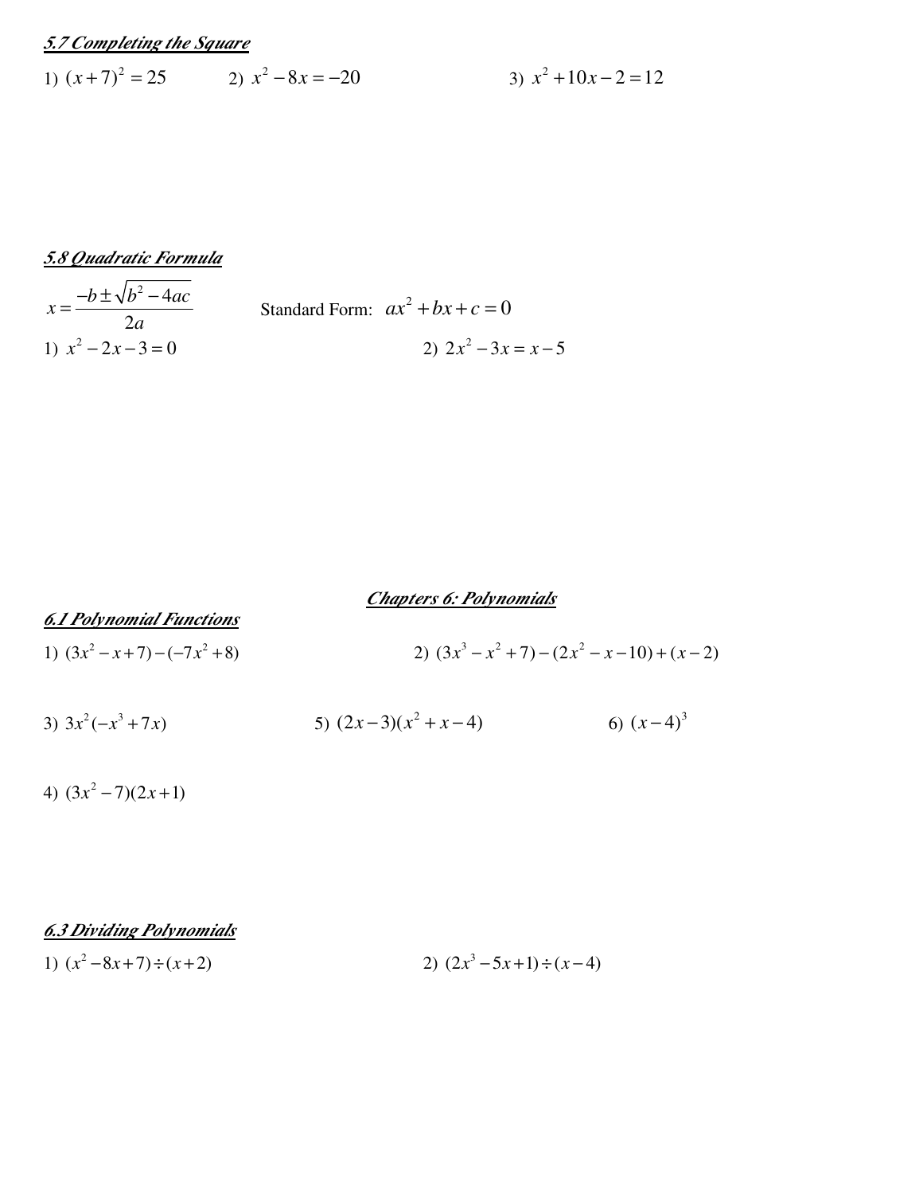## *5.7 Completing the Square*

1) $(x+7)^2 = 25$

2) $x^2 - 8x = -20$

3) $x^2 + 10x - 2 = 12$

## *5.8 Quadratic Formula*

$$x = \frac{-b \pm \sqrt{b^2 - 4ac}}{2a}$$

Standard Form: $ax^2 + bx + c = 0$

1) $x^2 - 2x - 3 = 0$

2) $2x^2 - 3x = x - 5$

# *Chapters 6: Polynomials*

## *6.1 Polynomial Functions*

1) $(3x^2 - x + 7) - (-7x^2 + 8)$

2) $(3x^3 - x^2 + 7) - (2x^2 - x - 10) + (x - 2)$

3) $3x^2(-x^3 + 7x)$

5) $(2x-3)(x^2 + x - 4)$

6) $(x-4)^3$

4) $(3x^2 - 7)(2x + 1)$

## *6.3 Dividing Polynomials*

1) $(x^2 - 8x + 7) \div (x + 2)$

2) $(2x^3 - 5x + 1) \div (x - 4)$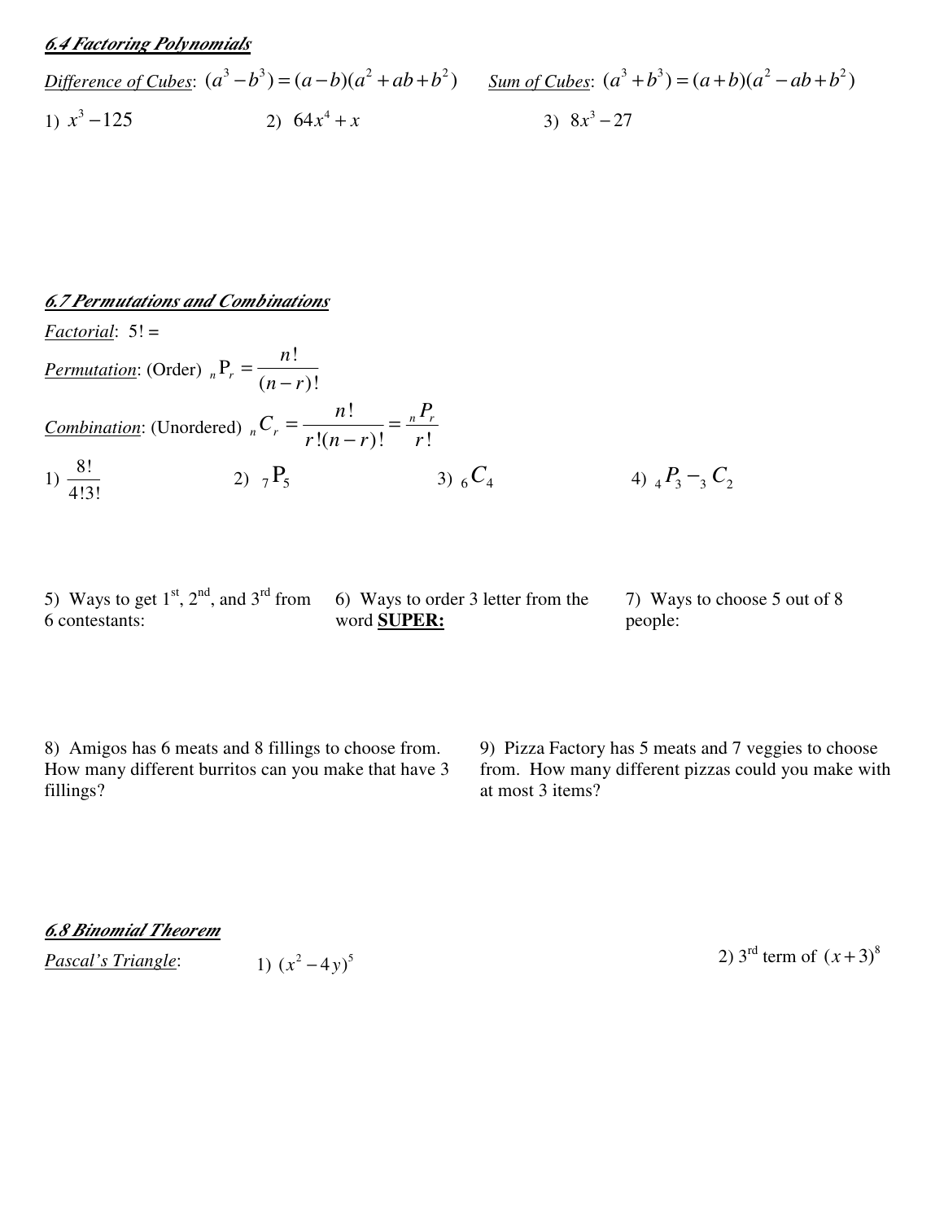### *6.4 Factoring Polynomials*

*Difference of Cubes*: $(a^3 - b^3) = (a-b)(a^2 + ab + b^2)$ *Sum of Cubes*: $(a^3 + b^3) = (a+b)(a^2 - ab + b^2)$

1) $x^3 - 125$

2) $64x^4 + x$

3) $8x^3 - 27$

### *6.7 Permutations and Combinations*

*Factorial*: $5! =$

*Permutation*: (Order) ${}_n\mathrm{P}_r = \dfrac{n!}{(n-r)!}$

*Combination*: (Unordered) ${}_nC_r = \dfrac{n!}{r!(n-r)!} = \dfrac{{}_nP_r}{r!}$

1) $\dfrac{8!}{4!3!}$

2) ${}_7\mathrm{P}_5$

3) ${}_6C_4$

4) ${}_4P_3 - {}_3C_2$

5) Ways to get 1st, 2nd, and 3rd from 6 contestants:

6) Ways to order 3 letter from the word **SUPER:**

7) Ways to choose 5 out of 8 people:

8) Amigos has 6 meats and 8 fillings to choose from. How many different burritos can you make that have 3 fillings?

9) Pizza Factory has 5 meats and 7 veggies to choose from. How many different pizzas could you make with at most 3 items?

### *6.8 Binomial Theorem*

*Pascal's Triangle*:

1) $(x^2 - 4y)^5$

2) 3rd term of $(x+3)^8$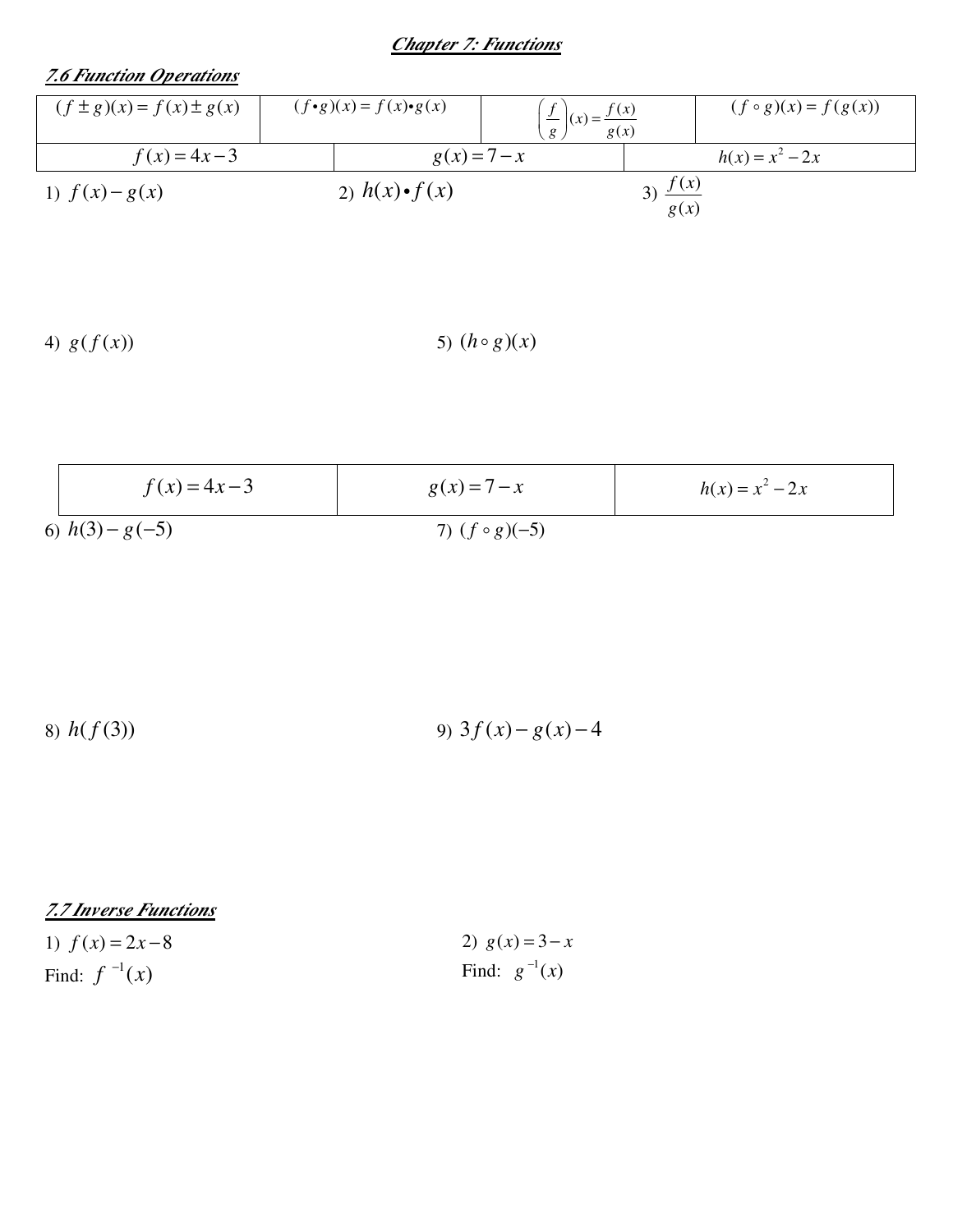# Chapter 7: Functions

## 7.6 Function Operations

| | | | |
|---|---|---|---|
| $(f \pm g)(x) = f(x) \pm g(x)$ | $(f \bullet g)(x) = f(x) \bullet g(x)$ | $\left(\frac{f}{g}\right)(x) = \frac{f(x)}{g(x)}$ | $(f \circ g)(x) = f(g(x))$ |

| | | |
|---|---|---|
| $f(x) = 4x - 3$ | $g(x) = 7 - x$ | $h(x) = x^2 - 2x$ |

1) $f(x) - g(x)$

2) $h(x) \bullet f(x)$

3) $\frac{f(x)}{g(x)}$

4) $g(f(x))$

5) $(h \circ g)(x)$

| | | |
|---|---|---|
| $f(x) = 4x - 3$ | $g(x) = 7 - x$ | $h(x) = x^2 - 2x$ |

6) $h(3) - g(-5)$

7) $(f \circ g)(-5)$

8) $h(f(3))$

9) $3f(x) - g(x) - 4$

## 7.7 Inverse Functions

1) $f(x) = 2x - 8$
Find: $f^{-1}(x)$

2) $g(x) = 3 - x$
Find: $g^{-1}(x)$